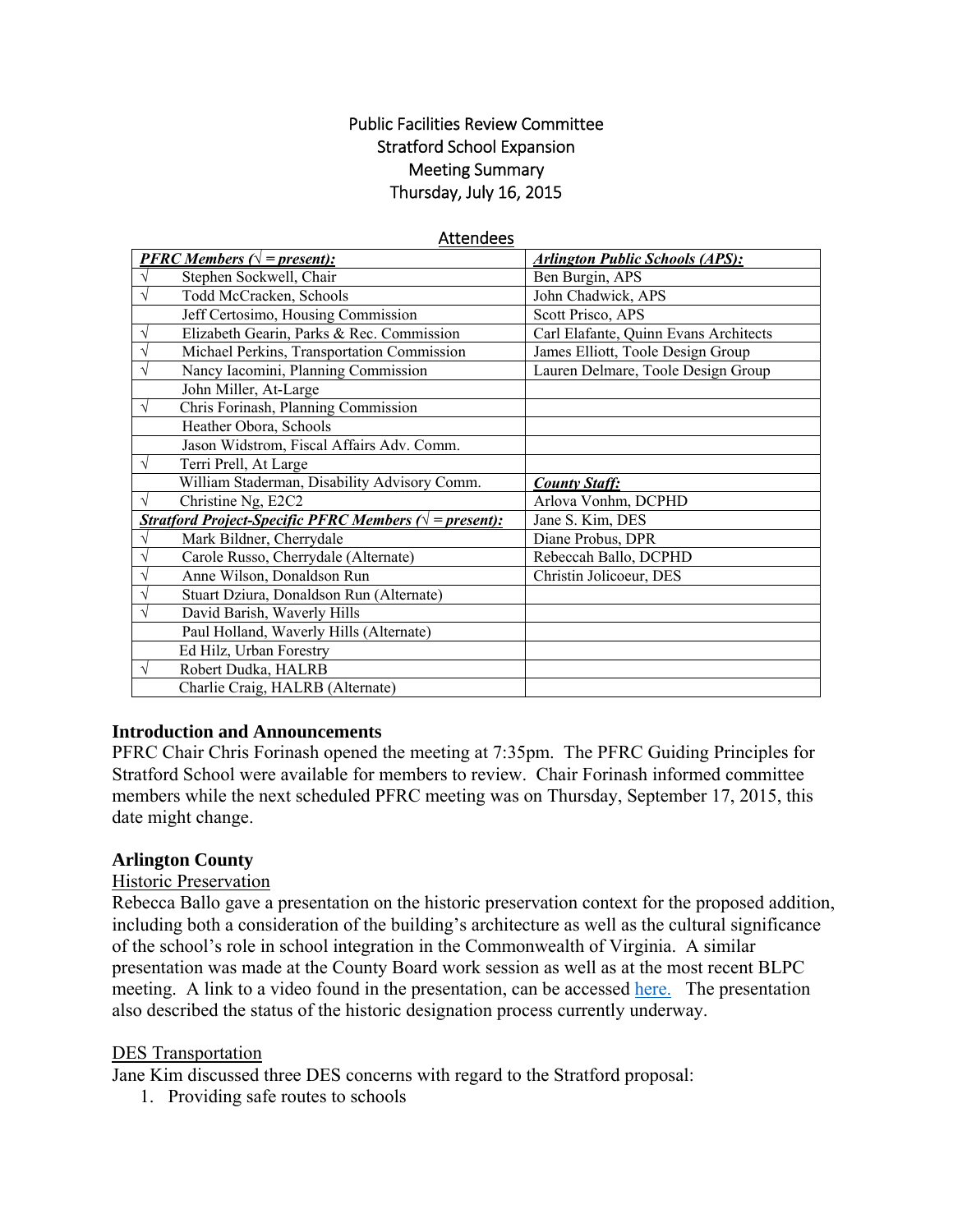# Public Facilities Review Committee
## Stratford School Expansion
## Meeting Summary
## Thursday, July 16, 2015

### Attendees

| ***PFRC Members (√ = present):*** | ***Arlington Public Schools (APS):*** |
|---|---|
| √ Stephen Sockwell, Chair | Ben Burgin, APS |
| √ Todd McCracken, Schools | John Chadwick, APS |
| Jeff Certosimo, Housing Commission | Scott Prisco, APS |
| √ Elizabeth Gearin, Parks & Rec. Commission | Carl Elafante, Quinn Evans Architects |
| √ Michael Perkins, Transportation Commission | James Elliott, Toole Design Group |
| √ Nancy Iacomini, Planning Commission | Lauren Delmare, Toole Design Group |
| John Miller, At-Large | |
| √ Chris Forinash, Planning Commission | |
| Heather Obora, Schools | |
| Jason Widstrom, Fiscal Affairs Adv. Comm. | |
| √ Terri Prell, At Large | |
| William Staderman, Disability Advisory Comm. | ***County Staff:*** |
| √ Christine Ng, E2C2 | Arlova Vonhm, DCPHD |
| ***Stratford Project-Specific PFRC Members (√ = present):*** | Jane S. Kim, DES |
| √ Mark Bildner, Cherrydale | Diane Probus, DPR |
| √ Carole Russo, Cherrydale (Alternate) | Rebeccah Ballo, DCPHD |
| √ Anne Wilson, Donaldson Run | Christin Jolicoeur, DES |
| √ Stuart Dziura, Donaldson Run (Alternate) | |
| √ David Barish, Waverly Hills | |
| Paul Holland, Waverly Hills (Alternate) | |
| Ed Hilz, Urban Forestry | |
| √ Robert Dudka, HALRB | |
| Charlie Craig, HALRB (Alternate) | |

## Introduction and Announcements

PFRC Chair Chris Forinash opened the meeting at 7:35pm. The PFRC Guiding Principles for Stratford School were available for members to review. Chair Forinash informed committee members while the next scheduled PFRC meeting was on Thursday, September 17, 2015, this date might change.

## Arlington County

Historic Preservation

Rebecca Ballo gave a presentation on the historic preservation context for the proposed addition, including both a consideration of the building's architecture as well as the cultural significance of the school's role in school integration in the Commonwealth of Virginia. A similar presentation was made at the County Board work session as well as at the most recent BLPC meeting. A link to a video found in the presentation, can be accessed here. The presentation also described the status of the historic designation process currently underway.

DES Transportation

Jane Kim discussed three DES concerns with regard to the Stratford proposal:

1. Providing safe routes to schools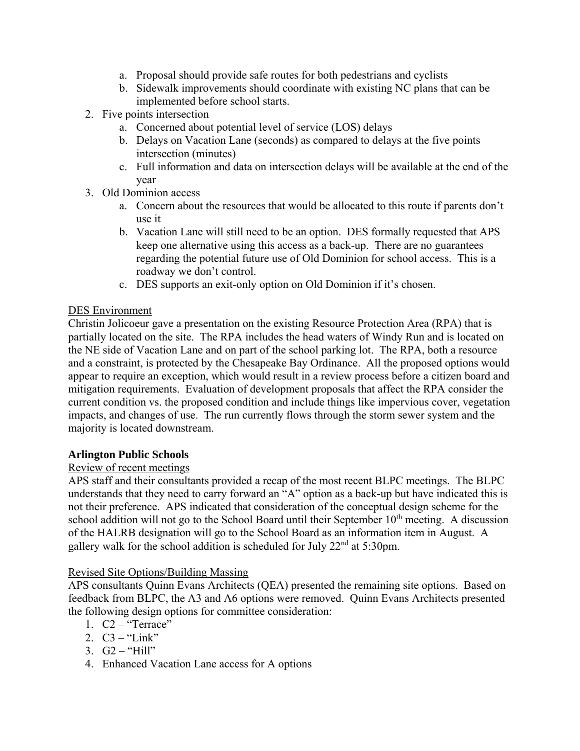a. Proposal should provide safe routes for both pedestrians and cyclists
   b. Sidewalk improvements should coordinate with existing NC plans that can be implemented before school starts.

2. Five points intersection
   a. Concerned about potential level of service (LOS) delays
   b. Delays on Vacation Lane (seconds) as compared to delays at the five points intersection (minutes)
   c. Full information and data on intersection delays will be available at the end of the year
3. Old Dominion access
   a. Concern about the resources that would be allocated to this route if parents don't use it
   b. Vacation Lane will still need to be an option. DES formally requested that APS keep one alternative using this access as a back-up. There are no guarantees regarding the potential future use of Old Dominion for school access. This is a roadway we don't control.
   c. DES supports an exit-only option on Old Dominion if it's chosen.

<u>DES Environment</u>

Christin Jolicoeur gave a presentation on the existing Resource Protection Area (RPA) that is partially located on the site. The RPA includes the head waters of Windy Run and is located on the NE side of Vacation Lane and on part of the school parking lot. The RPA, both a resource and a constraint, is protected by the Chesapeake Bay Ordinance. All the proposed options would appear to require an exception, which would result in a review process before a citizen board and mitigation requirements. Evaluation of development proposals that affect the RPA consider the current condition vs. the proposed condition and include things like impervious cover, vegetation impacts, and changes of use. The run currently flows through the storm sewer system and the majority is located downstream.

**Arlington Public Schools**

<u>Review of recent meetings</u>

APS staff and their consultants provided a recap of the most recent BLPC meetings. The BLPC understands that they need to carry forward an "A" option as a back-up but have indicated this is not their preference. APS indicated that consideration of the conceptual design scheme for the school addition will not go to the School Board until their September 10th meeting. A discussion of the HALRB designation will go to the School Board as an information item in August. A gallery walk for the school addition is scheduled for July 22nd at 5:30pm.

<u>Revised Site Options/Building Massing</u>

APS consultants Quinn Evans Architects (QEA) presented the remaining site options. Based on feedback from BLPC, the A3 and A6 options were removed. Quinn Evans Architects presented the following design options for committee consideration:

1. C2 – "Terrace"
2. C3 – "Link"
3. G2 – "Hill"
4. Enhanced Vacation Lane access for A options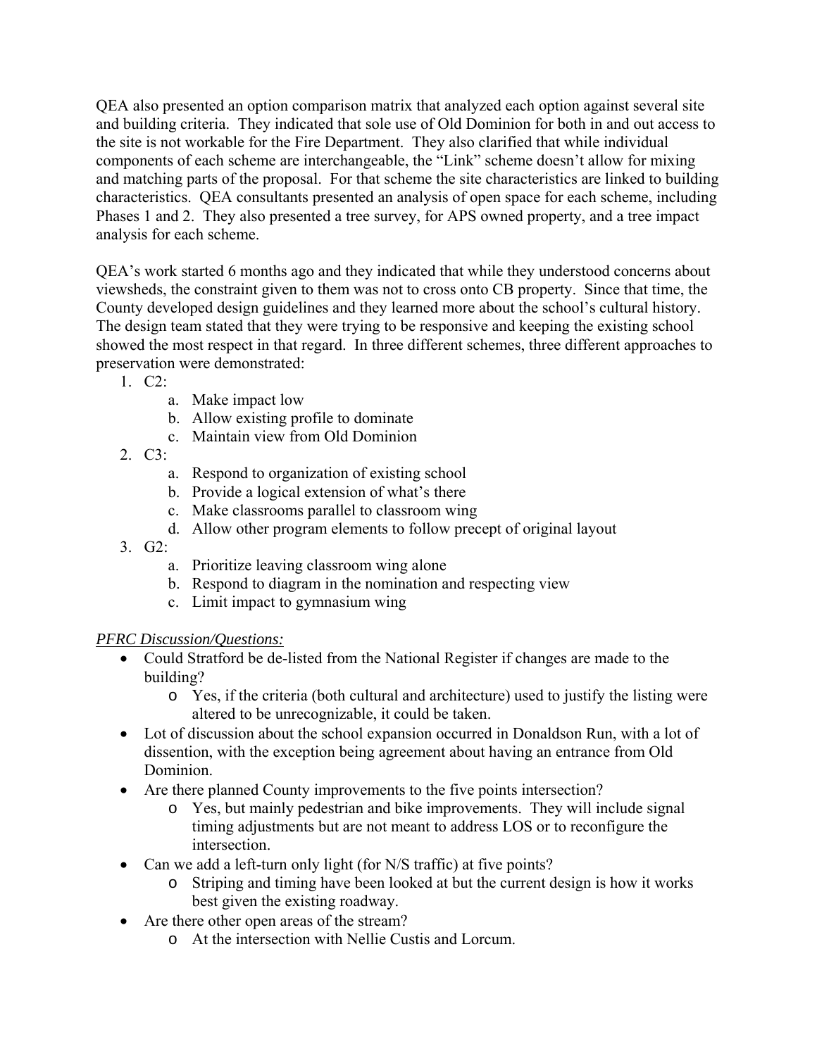QEA also presented an option comparison matrix that analyzed each option against several site and building criteria. They indicated that sole use of Old Dominion for both in and out access to the site is not workable for the Fire Department. They also clarified that while individual components of each scheme are interchangeable, the "Link" scheme doesn't allow for mixing and matching parts of the proposal. For that scheme the site characteristics are linked to building characteristics. QEA consultants presented an analysis of open space for each scheme, including Phases 1 and 2. They also presented a tree survey, for APS owned property, and a tree impact analysis for each scheme.

QEA's work started 6 months ago and they indicated that while they understood concerns about viewsheds, the constraint given to them was not to cross onto CB property. Since that time, the County developed design guidelines and they learned more about the school's cultural history. The design team stated that they were trying to be responsive and keeping the existing school showed the most respect in that regard. In three different schemes, three different approaches to preservation were demonstrated:

1. C2:
   a. Make impact low
   b. Allow existing profile to dominate
   c. Maintain view from Old Dominion
2. C3:
   a. Respond to organization of existing school
   b. Provide a logical extension of what's there
   c. Make classrooms parallel to classroom wing
   d. Allow other program elements to follow precept of original layout
3. G2:
   a. Prioritize leaving classroom wing alone
   b. Respond to diagram in the nomination and respecting view
   c. Limit impact to gymnasium wing

*PFRC Discussion/Questions:*

- Could Stratford be de-listed from the National Register if changes are made to the building?
  - Yes, if the criteria (both cultural and architecture) used to justify the listing were altered to be unrecognizable, it could be taken.
- Lot of discussion about the school expansion occurred in Donaldson Run, with a lot of dissention, with the exception being agreement about having an entrance from Old Dominion.
- Are there planned County improvements to the five points intersection?
  - Yes, but mainly pedestrian and bike improvements. They will include signal timing adjustments but are not meant to address LOS or to reconfigure the intersection.
- Can we add a left-turn only light (for N/S traffic) at five points?
  - Striping and timing have been looked at but the current design is how it works best given the existing roadway.
- Are there other open areas of the stream?
  - At the intersection with Nellie Custis and Lorcum.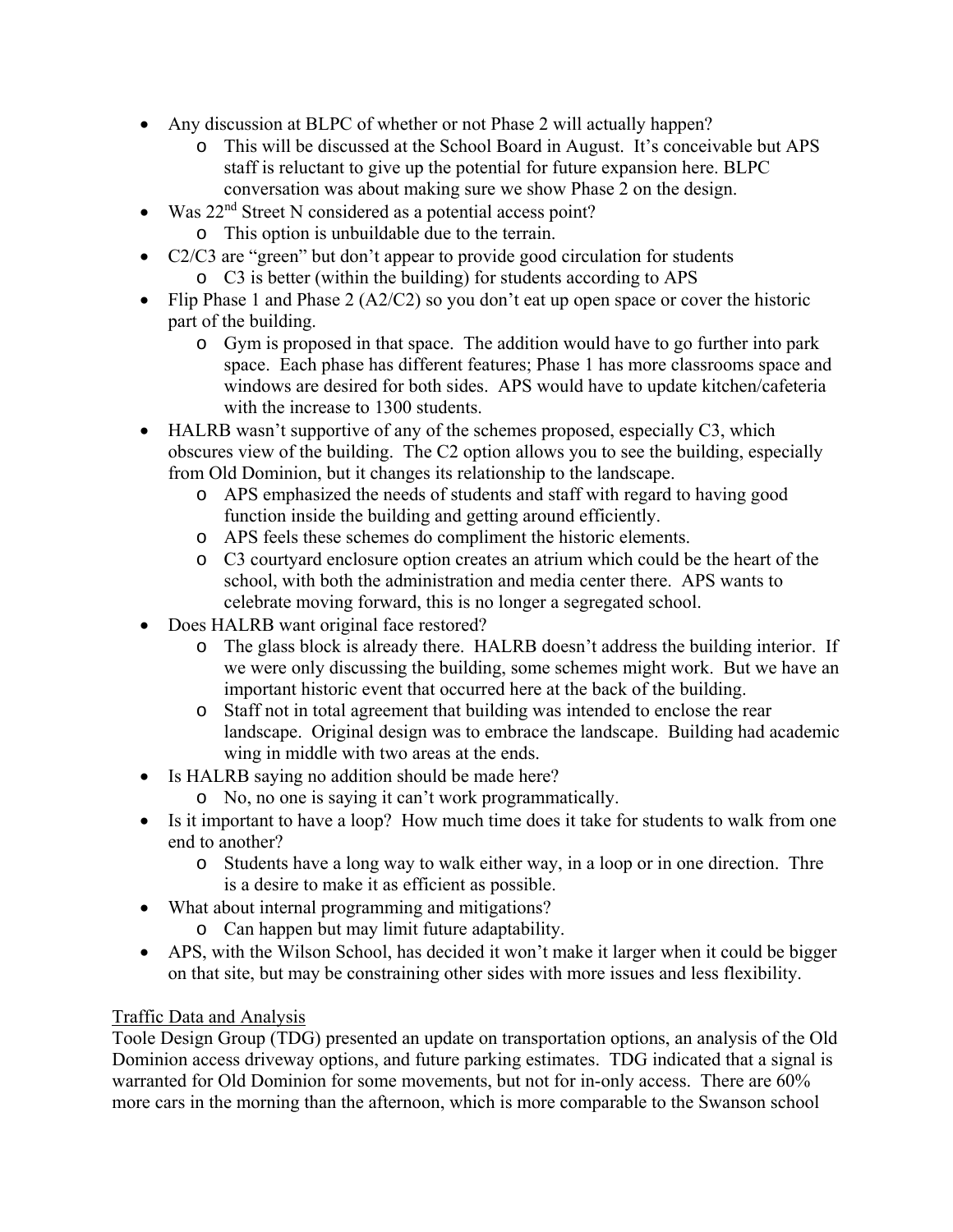- Any discussion at BLPC of whether or not Phase 2 will actually happen?
  - This will be discussed at the School Board in August. It's conceivable but APS staff is reluctant to give up the potential for future expansion here. BLPC conversation was about making sure we show Phase 2 on the design.
- Was 22nd Street N considered as a potential access point?
  - This option is unbuildable due to the terrain.
- C2/C3 are "green" but don't appear to provide good circulation for students
  - C3 is better (within the building) for students according to APS
- Flip Phase 1 and Phase 2 (A2/C2) so you don't eat up open space or cover the historic part of the building.
  - Gym is proposed in that space. The addition would have to go further into park space. Each phase has different features; Phase 1 has more classrooms space and windows are desired for both sides. APS would have to update kitchen/cafeteria with the increase to 1300 students.
- HALRB wasn't supportive of any of the schemes proposed, especially C3, which obscures view of the building. The C2 option allows you to see the building, especially from Old Dominion, but it changes its relationship to the landscape.
  - APS emphasized the needs of students and staff with regard to having good function inside the building and getting around efficiently.
  - APS feels these schemes do compliment the historic elements.
  - C3 courtyard enclosure option creates an atrium which could be the heart of the school, with both the administration and media center there. APS wants to celebrate moving forward, this is no longer a segregated school.
- Does HALRB want original face restored?
  - The glass block is already there. HALRB doesn't address the building interior. If we were only discussing the building, some schemes might work. But we have an important historic event that occurred here at the back of the building.
  - Staff not in total agreement that building was intended to enclose the rear landscape. Original design was to embrace the landscape. Building had academic wing in middle with two areas at the ends.
- Is HALRB saying no addition should be made here?
  - No, no one is saying it can't work programmatically.
- Is it important to have a loop? How much time does it take for students to walk from one end to another?
  - Students have a long way to walk either way, in a loop or in one direction. Thre is a desire to make it as efficient as possible.
- What about internal programming and mitigations?
  - Can happen but may limit future adaptability.
- APS, with the Wilson School, has decided it won't make it larger when it could be bigger on that site, but may be constraining other sides with more issues and less flexibility.

<u>Traffic Data and Analysis</u>

Toole Design Group (TDG) presented an update on transportation options, an analysis of the Old Dominion access driveway options, and future parking estimates. TDG indicated that a signal is warranted for Old Dominion for some movements, but not for in-only access. There are 60% more cars in the morning than the afternoon, which is more comparable to the Swanson school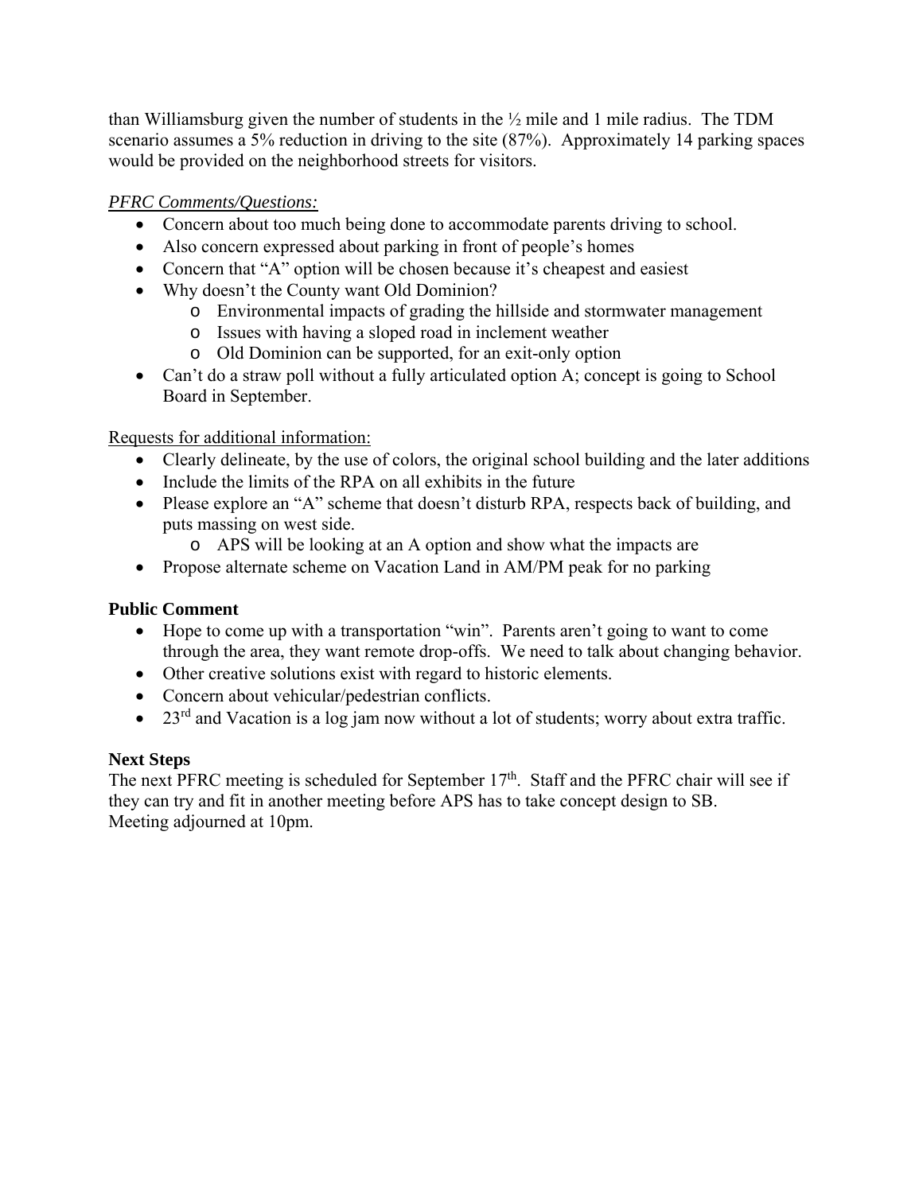than Williamsburg given the number of students in the ½ mile and 1 mile radius. The TDM scenario assumes a 5% reduction in driving to the site (87%). Approximately 14 parking spaces would be provided on the neighborhood streets for visitors.

*PFRC Comments/Questions:*

- Concern about too much being done to accommodate parents driving to school.
- Also concern expressed about parking in front of people's homes
- Concern that "A" option will be chosen because it's cheapest and easiest
- Why doesn't the County want Old Dominion?
    - Environmental impacts of grading the hillside and stormwater management
    - Issues with having a sloped road in inclement weather
    - Old Dominion can be supported, for an exit-only option
- Can't do a straw poll without a fully articulated option A; concept is going to School Board in September.

Requests for additional information:

- Clearly delineate, by the use of colors, the original school building and the later additions
- Include the limits of the RPA on all exhibits in the future
- Please explore an "A" scheme that doesn't disturb RPA, respects back of building, and puts massing on west side.
    - APS will be looking at an A option and show what the impacts are
- Propose alternate scheme on Vacation Land in AM/PM peak for no parking

**Public Comment**

- Hope to come up with a transportation "win". Parents aren't going to want to come through the area, they want remote drop-offs. We need to talk about changing behavior.
- Other creative solutions exist with regard to historic elements.
- Concern about vehicular/pedestrian conflicts.
- 23rd and Vacation is a log jam now without a lot of students; worry about extra traffic.

**Next Steps**

The next PFRC meeting is scheduled for September 17th. Staff and the PFRC chair will see if they can try and fit in another meeting before APS has to take concept design to SB.
Meeting adjourned at 10pm.